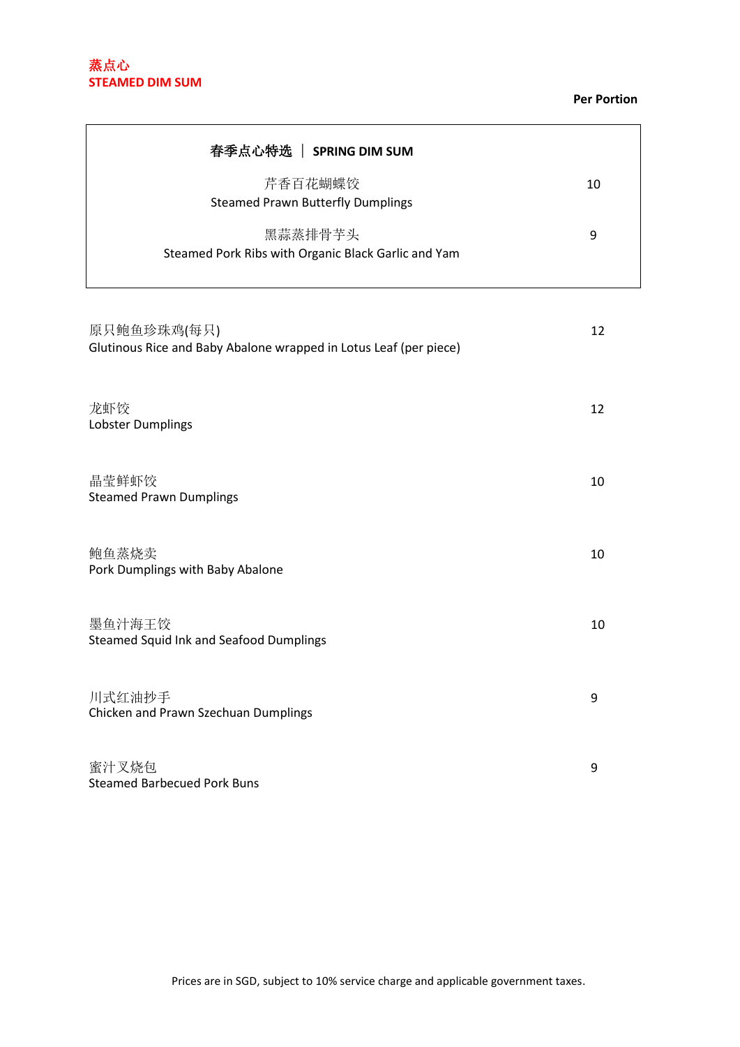# 蒸点心
# STEAMED DIM SUM

**Per Portion**

| **春季点心特选 ｜ SPRING DIM SUM** | |
|---|---|
| 芹香百花蝴蝶饺<br>Steamed Prawn Butterfly Dumplings | 10 |
| 黑蒜蒸排骨芋头<br>Steamed Pork Ribs with Organic Black Garlic and Yam | 9 |

原只鲍鱼珍珠鸡(每只)
Glutinous Rice and Baby Abalone wrapped in Lotus Leaf (per piece) — 12

龙虾饺
Lobster Dumplings — 12

晶莹鲜虾饺
Steamed Prawn Dumplings — 10

鲍鱼蒸烧卖
Pork Dumplings with Baby Abalone — 10

墨鱼汁海王饺
Steamed Squid Ink and Seafood Dumplings — 10

川式红油抄手
Chicken and Prawn Szechuan Dumplings — 9

蜜汁叉烧包
Steamed Barbecued Pork Buns — 9

Prices are in SGD, subject to 10% service charge and applicable government taxes.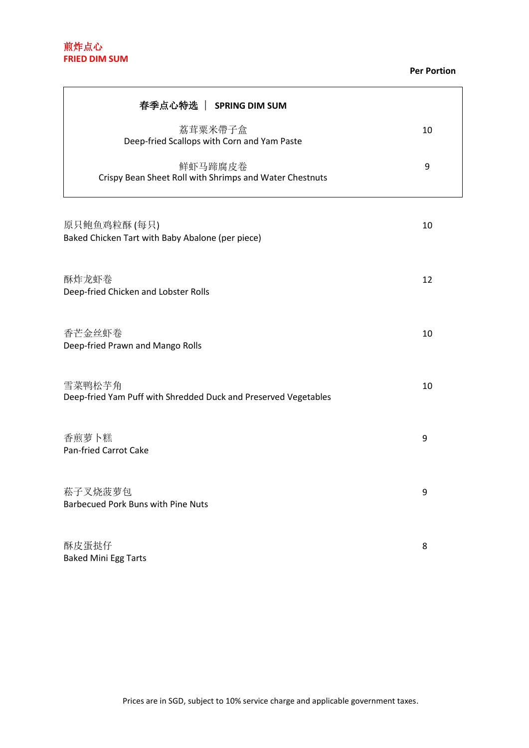## 煎炸点心
## FRIED DIM SUM

**Per Portion**

| **春季点心特选 ｜ SPRING DIM SUM** | |
|---|---|
| 荔茸粟米带子盒<br>Deep-fried Scallops with Corn and Yam Paste | 10 |
| 鲜虾马蹄腐皮卷<br>Crispy Bean Sheet Roll with Shrimps and Water Chestnuts | 9 |

| Item | Per Portion |
|---|---|
| 原只鲍鱼鸡粒酥 (每只)<br>Baked Chicken Tart with Baby Abalone (per piece) | 10 |
| 酥炸龙虾卷<br>Deep-fried Chicken and Lobster Rolls | 12 |
| 香芒金丝虾卷<br>Deep-fried Prawn and Mango Rolls | 10 |
| 雪菜鸭松芋角<br>Deep-fried Yam Puff with Shredded Duck and Preserved Vegetables | 10 |
| 香煎萝卜糕<br>Pan-fried Carrot Cake | 9 |
| 菘子叉烧菠萝包<br>Barbecued Pork Buns with Pine Nuts | 9 |
| 酥皮蛋挞仔<br>Baked Mini Egg Tarts | 8 |

Prices are in SGD, subject to 10% service charge and applicable government taxes.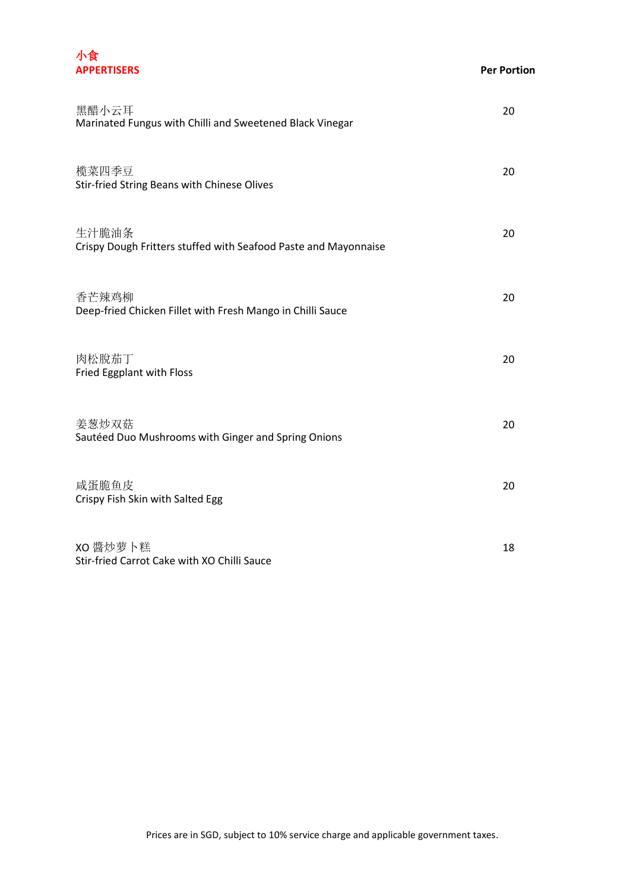## 小食
## APPERTISERS

| | Per Portion |
|---|---|
| 黑醋小云耳<br>Marinated Fungus with Chilli and Sweetened Black Vinegar | 20 |
| 榄菜四季豆<br>Stir-fried String Beans with Chinese Olives | 20 |
| 生汁脆油条<br>Crispy Dough Fritters stuffed with Seafood Paste and Mayonnaise | 20 |
| 香芒辣鸡柳<br>Deep-fried Chicken Fillet with Fresh Mango in Chilli Sauce | 20 |
| 肉松脱茄丁<br>Fried Eggplant with Floss | 20 |
| 姜葱炒双菇<br>Sautéed Duo Mushrooms with Ginger and Spring Onions | 20 |
| 咸蛋脆鱼皮<br>Crispy Fish Skin with Salted Egg | 20 |
| XO 醬炒萝卜糕<br>Stir-fried Carrot Cake with XO Chilli Sauce | 18 |

Prices are in SGD, subject to 10% service charge and applicable government taxes.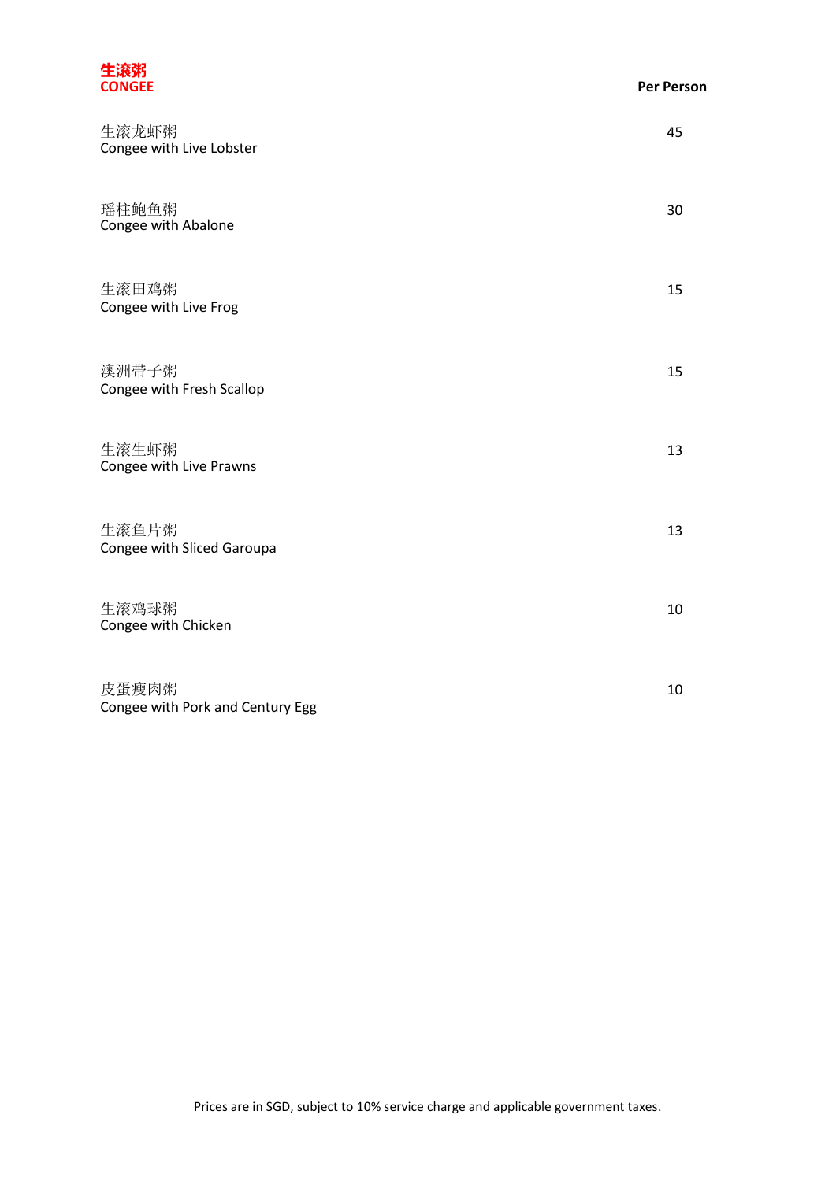## 生滚粥
## CONGEE

| | Per Person |
|---|---|
| 生滚龙虾粥<br>Congee with Live Lobster | 45 |
| 瑶柱鲍鱼粥<br>Congee with Abalone | 30 |
| 生滚田鸡粥<br>Congee with Live Frog | 15 |
| 澳洲带子粥<br>Congee with Fresh Scallop | 15 |
| 生滚生虾粥<br>Congee with Live Prawns | 13 |
| 生滚鱼片粥<br>Congee with Sliced Garoupa | 13 |
| 生滚鸡球粥<br>Congee with Chicken | 10 |
| 皮蛋瘦肉粥<br>Congee with Pork and Century Egg | 10 |

Prices are in SGD, subject to 10% service charge and applicable government taxes.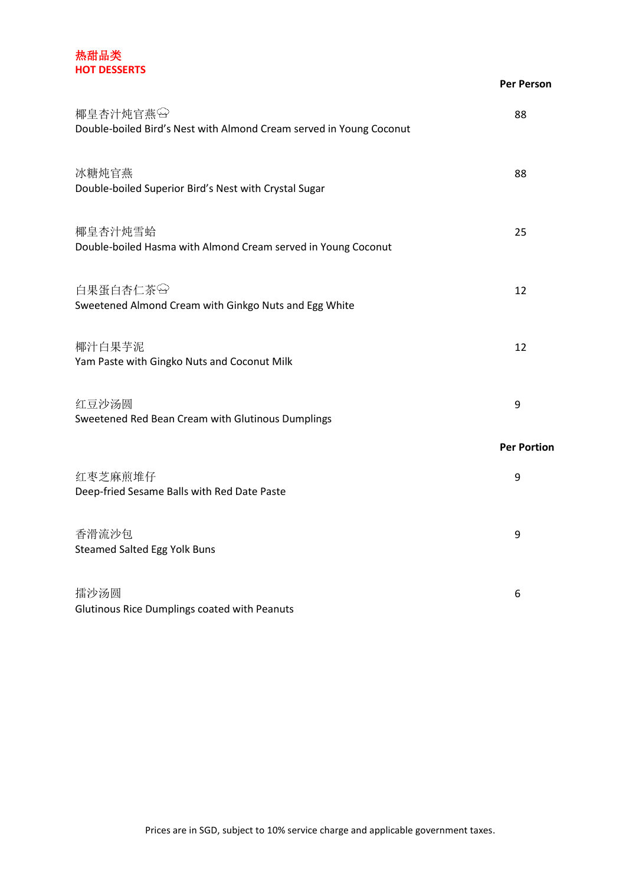## 热甜品类
## HOT DESSERTS

| | Per Person |
|---|---|
| 椰皇杏汁炖官燕🍲<br>Double-boiled Bird’s Nest with Almond Cream served in Young Coconut | 88 |
| 冰糖炖官燕<br>Double-boiled Superior Bird’s Nest with Crystal Sugar | 88 |
| 椰皇杏汁炖雪蛤<br>Double-boiled Hasma with Almond Cream served in Young Coconut | 25 |
| 白果蛋白杏仁茶🍲<br>Sweetened Almond Cream with Ginkgo Nuts and Egg White | 12 |
| 椰汁白果芋泥<br>Yam Paste with Gingko Nuts and Coconut Milk | 12 |
| 红豆沙汤圆<br>Sweetened Red Bean Cream with Glutinous Dumplings | 9 |

| | Per Portion |
|---|---|
| 红枣芝麻煎堆仔<br>Deep-fried Sesame Balls with Red Date Paste | 9 |
| 香滑流沙包<br>Steamed Salted Egg Yolk Buns | 9 |
| 擂沙汤圆<br>Glutinous Rice Dumplings coated with Peanuts | 6 |

Prices are in SGD, subject to 10% service charge and applicable government taxes.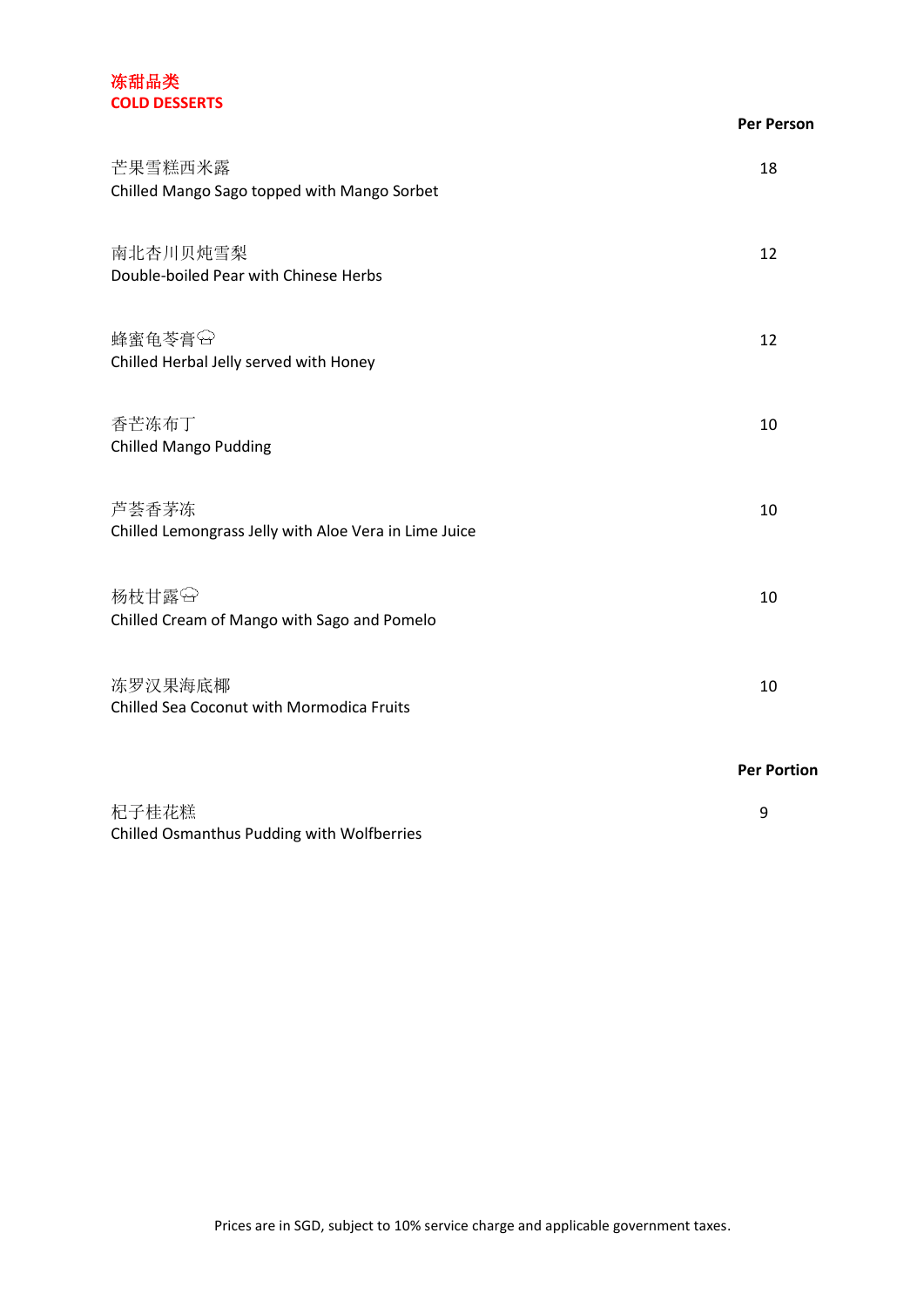## 冻甜品类
## COLD DESSERTS

| | Per Person |
|---|---|
| 芒果雪糕西米露<br>Chilled Mango Sago topped with Mango Sorbet | 18 |
| 南北杏川贝炖雪梨<br>Double-boiled Pear with Chinese Herbs | 12 |
| 蜂蜜龟苓膏 🍳<br>Chilled Herbal Jelly served with Honey | 12 |
| 香芒冻布丁<br>Chilled Mango Pudding | 10 |
| 芦荟香茅冻<br>Chilled Lemongrass Jelly with Aloe Vera in Lime Juice | 10 |
| 杨枝甘露 🍳<br>Chilled Cream of Mango with Sago and Pomelo | 10 |
| 冻罗汉果海底椰<br>Chilled Sea Coconut with Mormodica Fruits | 10 |
| | **Per Portion** |
| 杞子桂花糕<br>Chilled Osmanthus Pudding with Wolfberries | 9 |

Prices are in SGD, subject to 10% service charge and applicable government taxes.